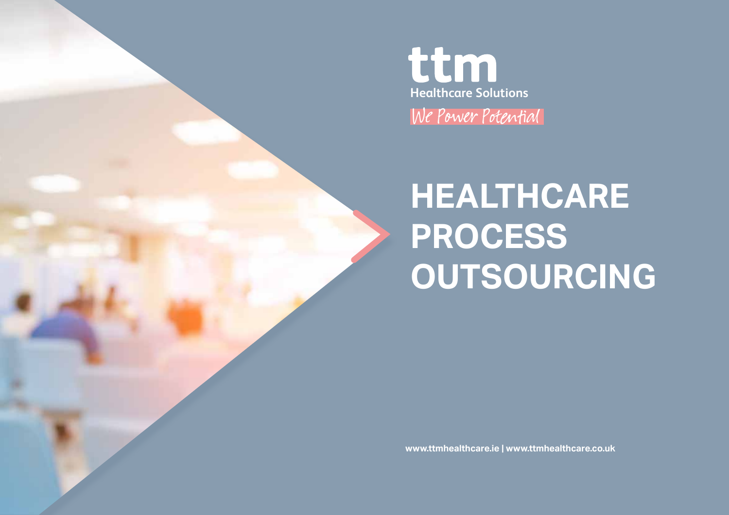ttm

Healthcare Solutions

We Power Potential

# HEALTHCARE PROCESS OUTSOURCING

www.ttmhealthcare.ie | www.ttmhealthcare.co.uk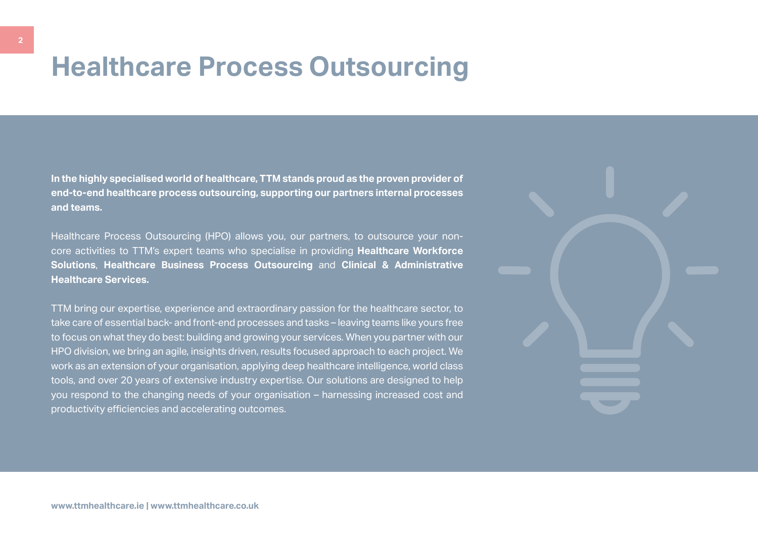# Healthcare Process Outsourcing

**In the highly specialised world of healthcare, TTM stands proud as the proven provider of end-to-end healthcare process outsourcing, supporting our partners internal processes and teams.**

Healthcare Process Outsourcing (HPO) allows you, our partners, to outsource your non-core activities to TTM's expert teams who specialise in providing **Healthcare Workforce Solutions**, **Healthcare Business Process Outsourcing** and **Clinical & Administrative Healthcare Services.**

TTM bring our expertise, experience and extraordinary passion for the healthcare sector, to take care of essential back- and front-end processes and tasks – leaving teams like yours free to focus on what they do best: building and growing your services. When you partner with our HPO division, we bring an agile, insights driven, results focused approach to each project. We work as an extension of your organisation, applying deep healthcare intelligence, world class tools, and over 20 years of extensive industry expertise. Our solutions are designed to help you respond to the changing needs of your organisation – harnessing increased cost and productivity efficiencies and accelerating outcomes.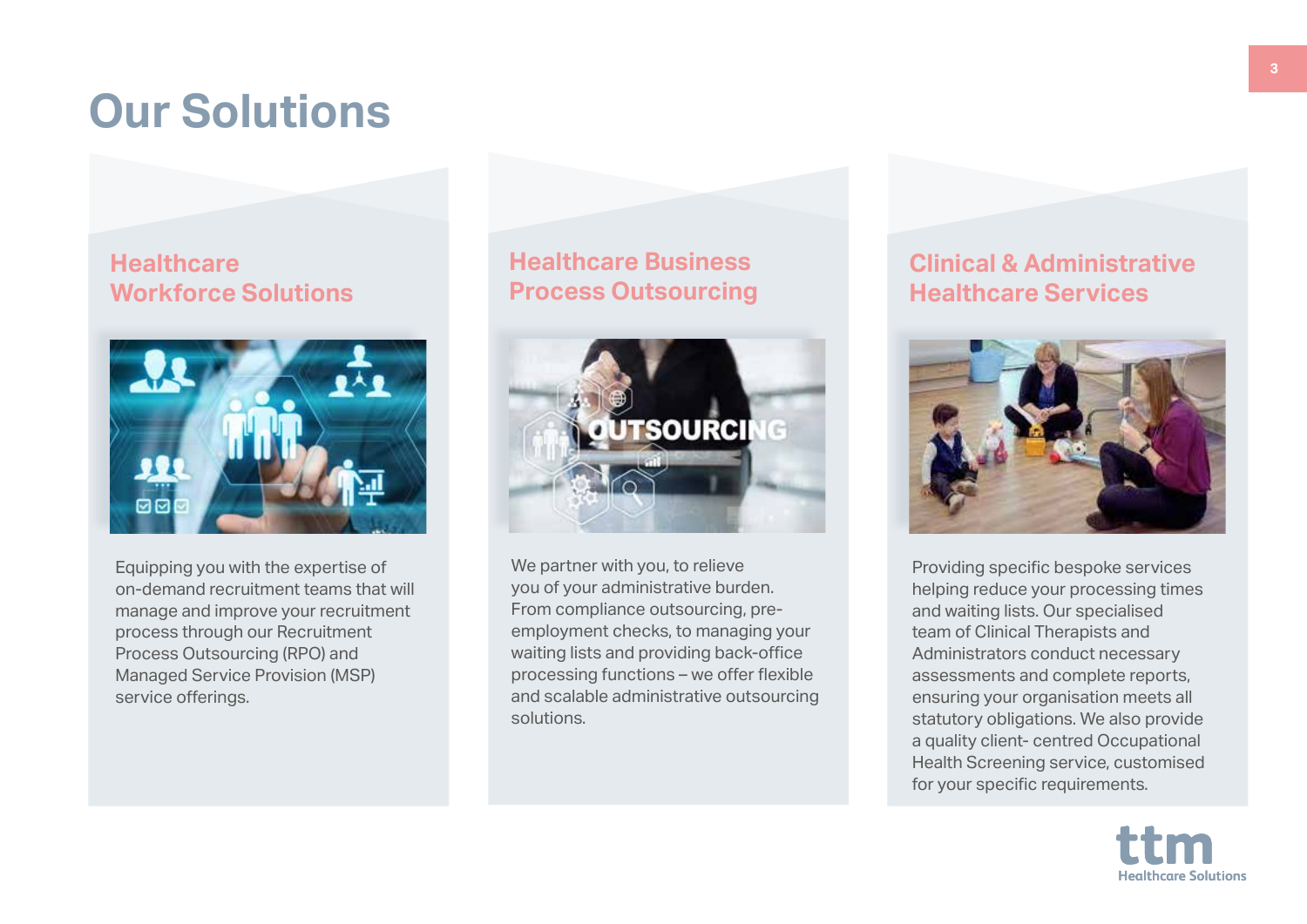# Our Solutions

## Healthcare Workforce Solutions

Equipping you with the expertise of on-demand recruitment teams that will manage and improve your recruitment process through our Recruitment Process Outsourcing (RPO) and Managed Service Provision (MSP) service offerings.

## Healthcare Business Process Outsourcing

We partner with you, to relieve you of your administrative burden. From compliance outsourcing, pre-employment checks, to managing your waiting lists and providing back-office processing functions – we offer flexible and scalable administrative outsourcing solutions.

## Clinical & Administrative Healthcare Services

Providing specific bespoke services helping reduce your processing times and waiting lists. Our specialised team of Clinical Therapists and Administrators conduct necessary assessments and complete reports, ensuring your organisation meets all statutory obligations. We also provide a quality client- centred Occupational Health Screening service, customised for your specific requirements.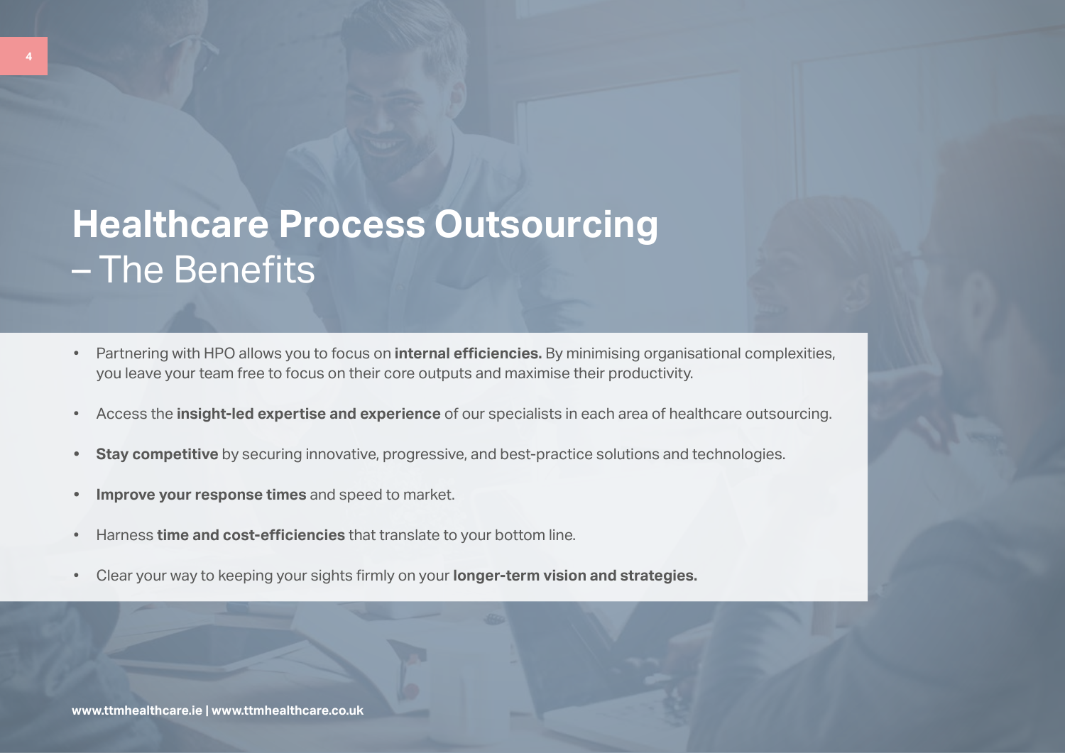# **Healthcare Process Outsourcing** – The Benefits

- Partnering with HPO allows you to focus on **internal efficiencies.** By minimising organisational complexities, you leave your team free to focus on their core outputs and maximise their productivity.
- Access the **insight-led expertise and experience** of our specialists in each area of healthcare outsourcing.
- **Stay competitive** by securing innovative, progressive, and best-practice solutions and technologies.
- **Improve your response times** and speed to market.
- Harness **time and cost-efficiencies** that translate to your bottom line.
- Clear your way to keeping your sights firmly on your **longer-term vision and strategies.**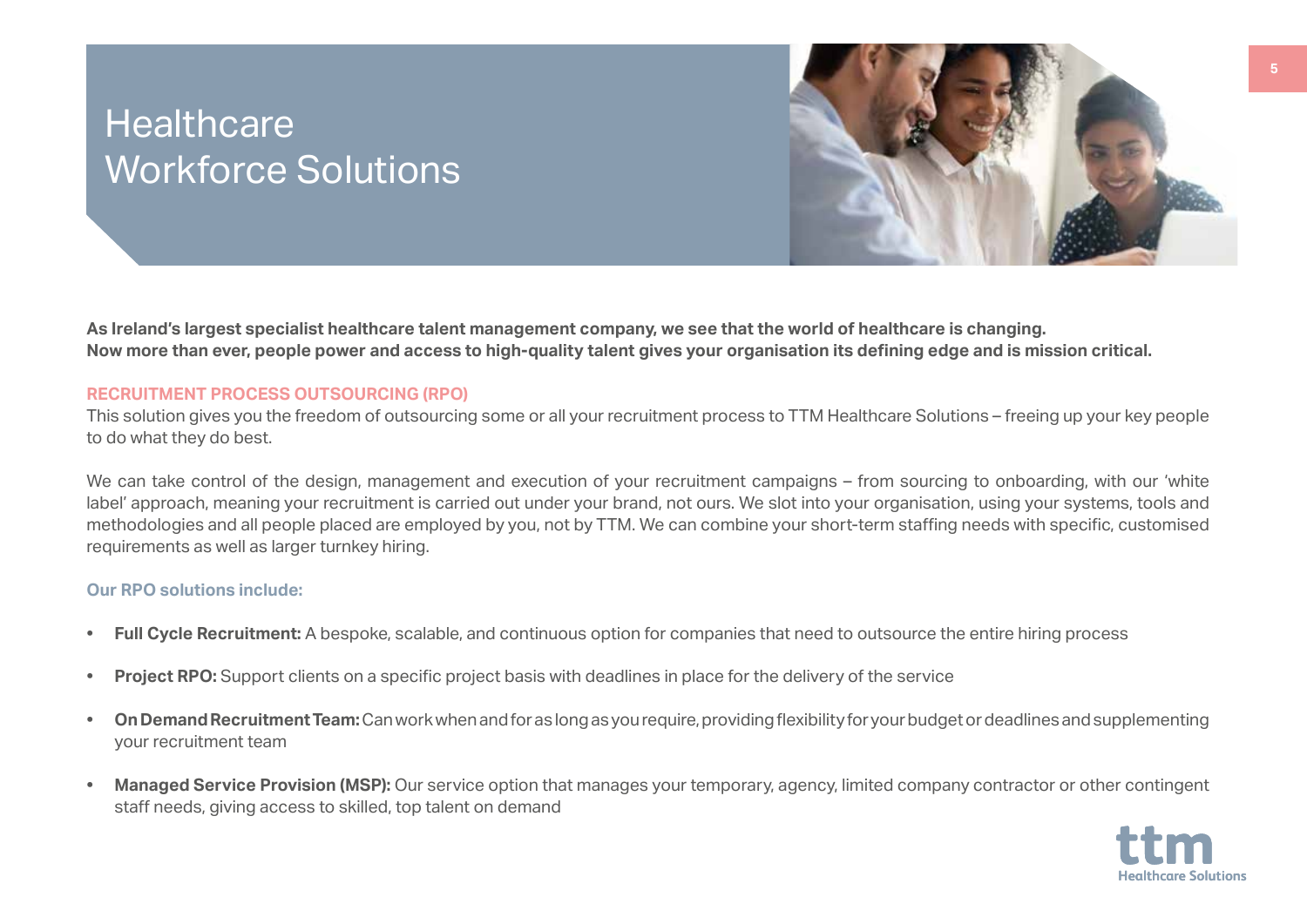# Healthcare Workforce Solutions

**As Ireland's largest specialist healthcare talent management company, we see that the world of healthcare is changing. Now more than ever, people power and access to high-quality talent gives your organisation its defining edge and is mission critical.**

## RECRUITMENT PROCESS OUTSOURCING (RPO)

This solution gives you the freedom of outsourcing some or all your recruitment process to TTM Healthcare Solutions – freeing up your key people to do what they do best.

We can take control of the design, management and execution of your recruitment campaigns – from sourcing to onboarding, with our 'white label' approach, meaning your recruitment is carried out under your brand, not ours. We slot into your organisation, using your systems, tools and methodologies and all people placed are employed by you, not by TTM. We can combine your short-term staffing needs with specific, customised requirements as well as larger turnkey hiring.

### Our RPO solutions include:

- **Full Cycle Recruitment:** A bespoke, scalable, and continuous option for companies that need to outsource the entire hiring process
- **Project RPO:** Support clients on a specific project basis with deadlines in place for the delivery of the service
- **On Demand Recruitment Team:** Can work when and for as long as you require, providing flexibility for your budget or deadlines and supplementing your recruitment team
- **Managed Service Provision (MSP):** Our service option that manages your temporary, agency, limited company contractor or other contingent staff needs, giving access to skilled, top talent on demand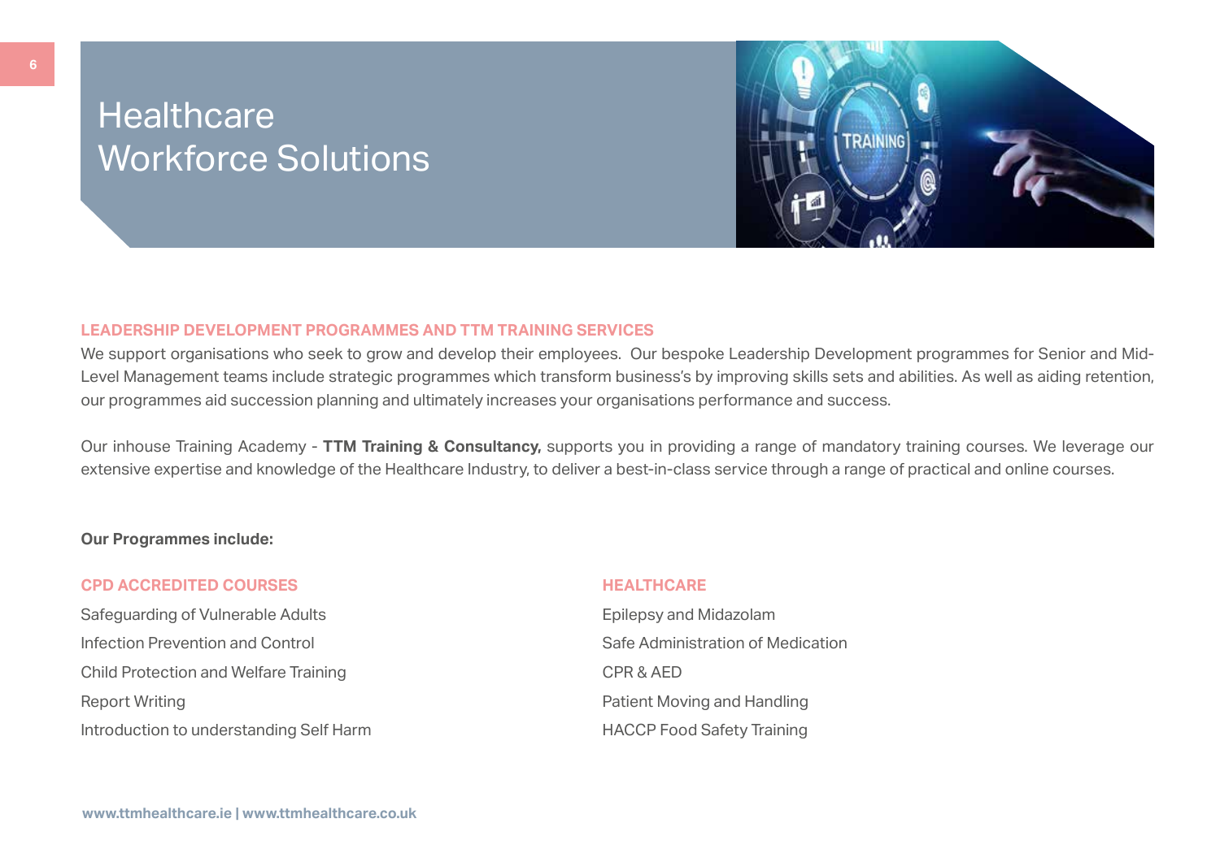# Healthcare Workforce Solutions

## LEADERSHIP DEVELOPMENT PROGRAMMES AND TTM TRAINING SERVICES

We support organisations who seek to grow and develop their employees.  Our bespoke Leadership Development programmes for Senior and Mid-Level Management teams include strategic programmes which transform business's by improving skills sets and abilities. As well as aiding retention, our programmes aid succession planning and ultimately increases your organisations performance and success.

Our inhouse Training Academy - **TTM Training & Consultancy,** supports you in providing a range of mandatory training courses. We leverage our extensive expertise and knowledge of the Healthcare Industry, to deliver a best-in-class service through a range of practical and online courses.

**Our Programmes include:**

### CPD ACCREDITED COURSES

Safeguarding of Vulnerable Adults

Infection Prevention and Control

Child Protection and Welfare Training

Report Writing

Introduction to understanding Self Harm

### HEALTHCARE

Epilepsy and Midazolam

Safe Administration of Medication

CPR & AED

Patient Moving and Handling

HACCP Food Safety Training

www.ttmhealthcare.ie | www.ttmhealthcare.co.uk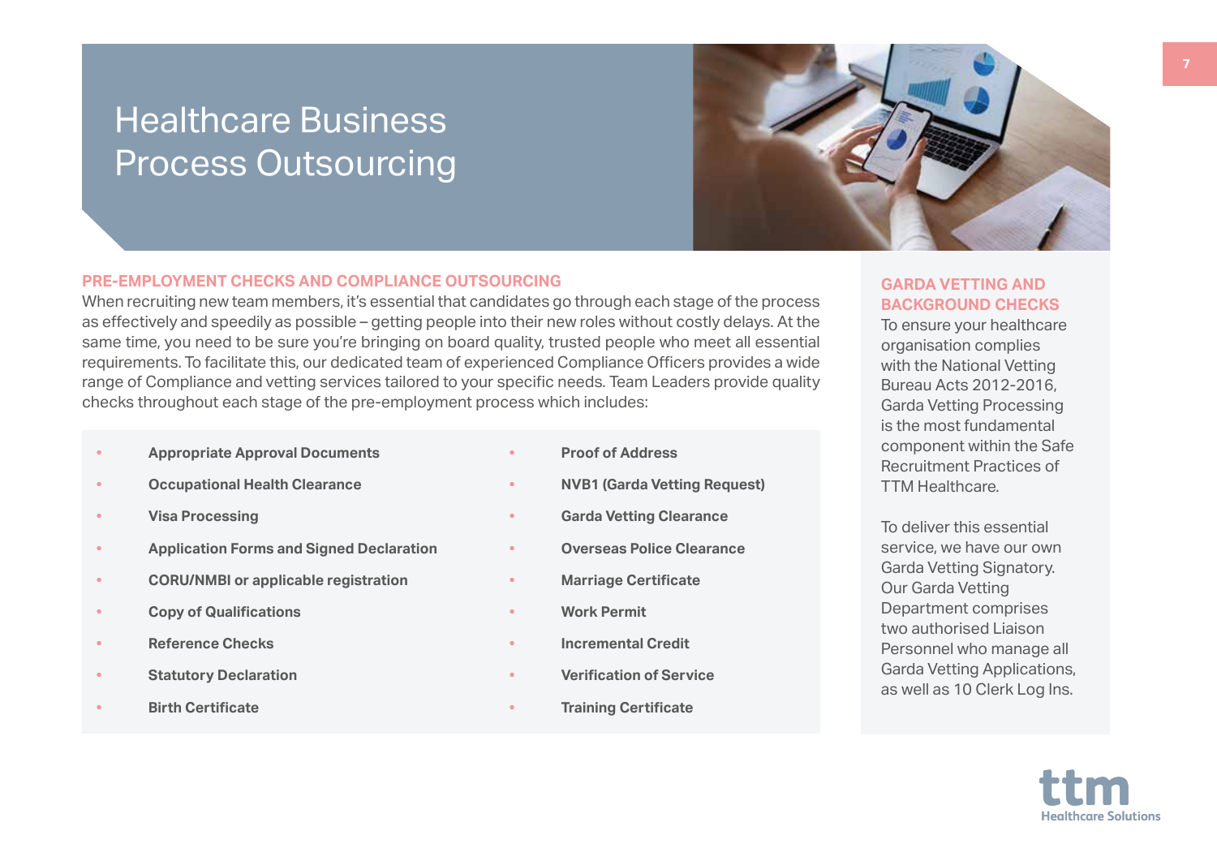# Healthcare Business Process Outsourcing

## PRE-EMPLOYMENT CHECKS AND COMPLIANCE OUTSOURCING

When recruiting new team members, it's essential that candidates go through each stage of the process as effectively and speedily as possible – getting people into their new roles without costly delays. At the same time, you need to be sure you're bringing on board quality, trusted people who meet all essential requirements. To facilitate this, our dedicated team of experienced Compliance Officers provides a wide range of Compliance and vetting services tailored to your specific needs. Team Leaders provide quality checks throughout each stage of the pre-employment process which includes:

- **Appropriate Approval Documents**
- **Occupational Health Clearance**
- **Visa Processing**
- **Application Forms and Signed Declaration**
- **CORU/NMBI or applicable registration**
- **Copy of Qualifications**
- **Reference Checks**
- **Statutory Declaration**
- **Birth Certificate**
- **Proof of Address**
- **NVB1 (Garda Vetting Request)**
- **Garda Vetting Clearance**
- **Overseas Police Clearance**
- **Marriage Certificate**
- **Work Permit**
- **Incremental Credit**
- **Verification of Service**
- **Training Certificate**

## GARDA VETTING AND BACKGROUND CHECKS

To ensure your healthcare organisation complies with the National Vetting Bureau Acts 2012-2016, Garda Vetting Processing is the most fundamental component within the Safe Recruitment Practices of TTM Healthcare.

To deliver this essential service, we have our own Garda Vetting Signatory. Our Garda Vetting Department comprises two authorised Liaison Personnel who manage all Garda Vetting Applications, as well as 10 Clerk Log Ins.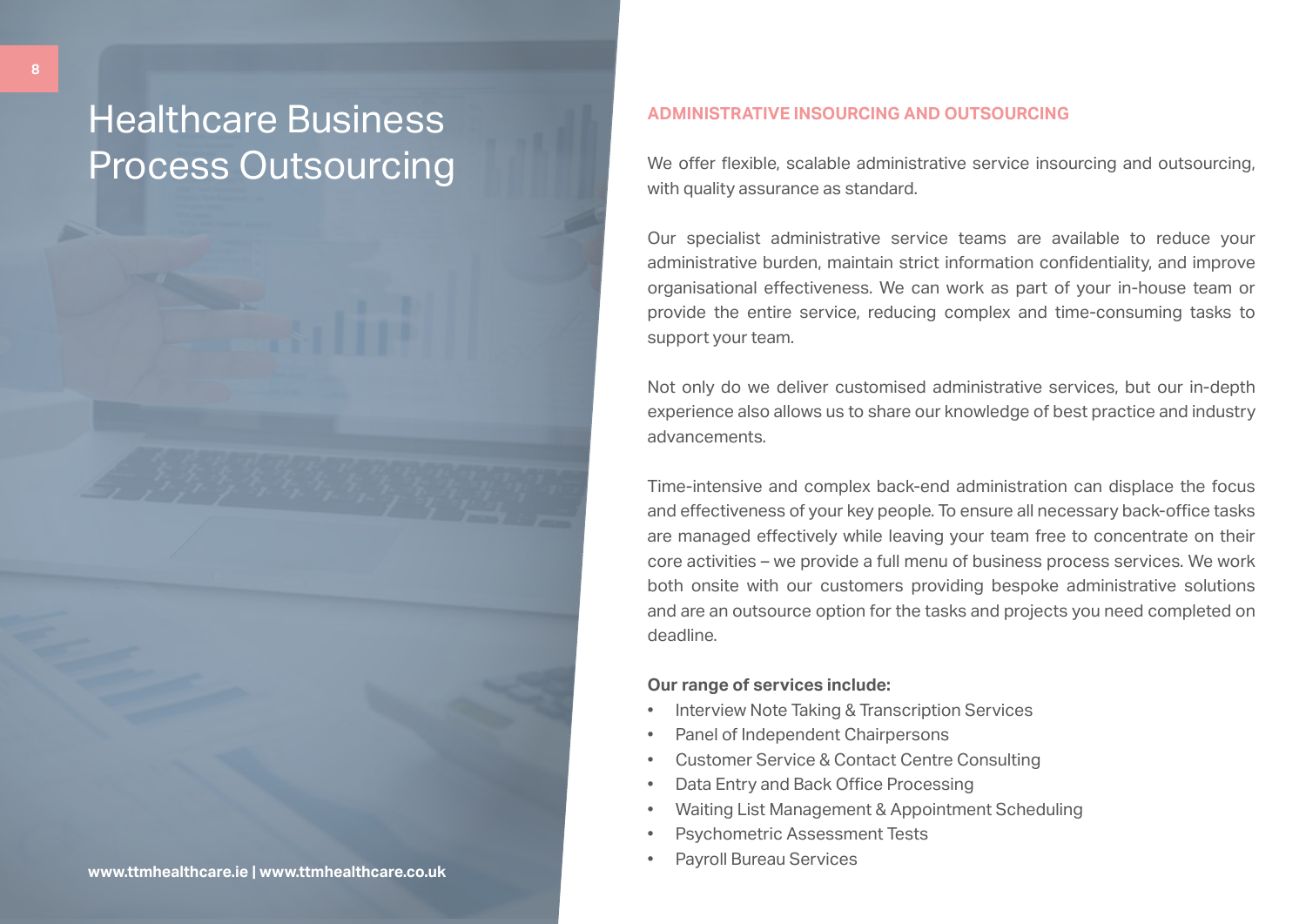# Healthcare Business Process Outsourcing

## ADMINISTRATIVE INSOURCING AND OUTSOURCING

We offer flexible, scalable administrative service insourcing and outsourcing, with quality assurance as standard.

Our specialist administrative service teams are available to reduce your administrative burden, maintain strict information confidentiality, and improve organisational effectiveness. We can work as part of your in-house team or provide the entire service, reducing complex and time-consuming tasks to support your team.

Not only do we deliver customised administrative services, but our in-depth experience also allows us to share our knowledge of best practice and industry advancements.

Time-intensive and complex back-end administration can displace the focus and effectiveness of your key people. To ensure all necessary back-office tasks are managed effectively while leaving your team free to concentrate on their core activities – we provide a full menu of business process services. We work both onsite with our customers providing bespoke administrative solutions and are an outsource option for the tasks and projects you need completed on deadline.

**Our range of services include:**

- Interview Note Taking & Transcription Services
- Panel of Independent Chairpersons
- Customer Service & Contact Centre Consulting
- Data Entry and Back Office Processing
- Waiting List Management & Appointment Scheduling
- Psychometric Assessment Tests
- Payroll Bureau Services

www.ttmhealthcare.ie | www.ttmhealthcare.co.uk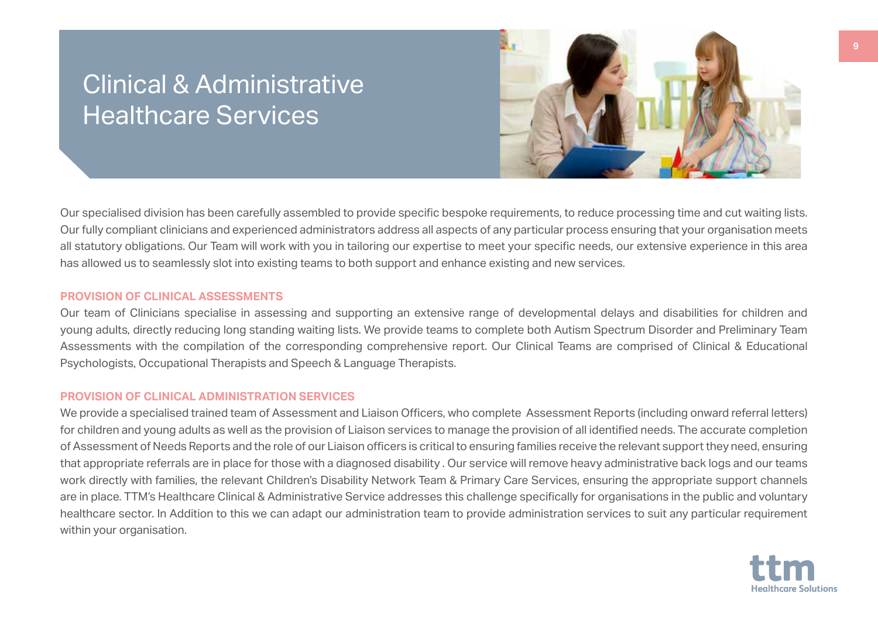# Clinical & Administrative Healthcare Services

Our specialised division has been carefully assembled to provide specific bespoke requirements, to reduce processing time and cut waiting lists. Our fully compliant clinicians and experienced administrators address all aspects of any particular process ensuring that your organisation meets all statutory obligations. Our Team will work with you in tailoring our expertise to meet your specific needs, our extensive experience in this area has allowed us to seamlessly slot into existing teams to both support and enhance existing and new services.

## PROVISION OF CLINICAL ASSESSMENTS

Our team of Clinicians specialise in assessing and supporting an extensive range of developmental delays and disabilities for children and young adults, directly reducing long standing waiting lists. We provide teams to complete both Autism Spectrum Disorder and Preliminary Team Assessments with the compilation of the corresponding comprehensive report. Our Clinical Teams are comprised of Clinical & Educational Psychologists, Occupational Therapists and Speech & Language Therapists.

## PROVISION OF CLINICAL ADMINISTRATION SERVICES

We provide a specialised trained team of Assessment and Liaison Officers, who complete Assessment Reports (including onward referral letters) for children and young adults as well as the provision of Liaison services to manage the provision of all identified needs. The accurate completion of Assessment of Needs Reports and the role of our Liaison officers is critical to ensuring families receive the relevant support they need, ensuring that appropriate referrals are in place for those with a diagnosed disability . Our service will remove heavy administrative back logs and our teams work directly with families, the relevant Children's Disability Network Team & Primary Care Services, ensuring the appropriate support channels are in place. TTM's Healthcare Clinical & Administrative Service addresses this challenge specifically for organisations in the public and voluntary healthcare sector. In Addition to this we can adapt our administration team to provide administration services to suit any particular requirement within your organisation.

ttm Healthcare Solutions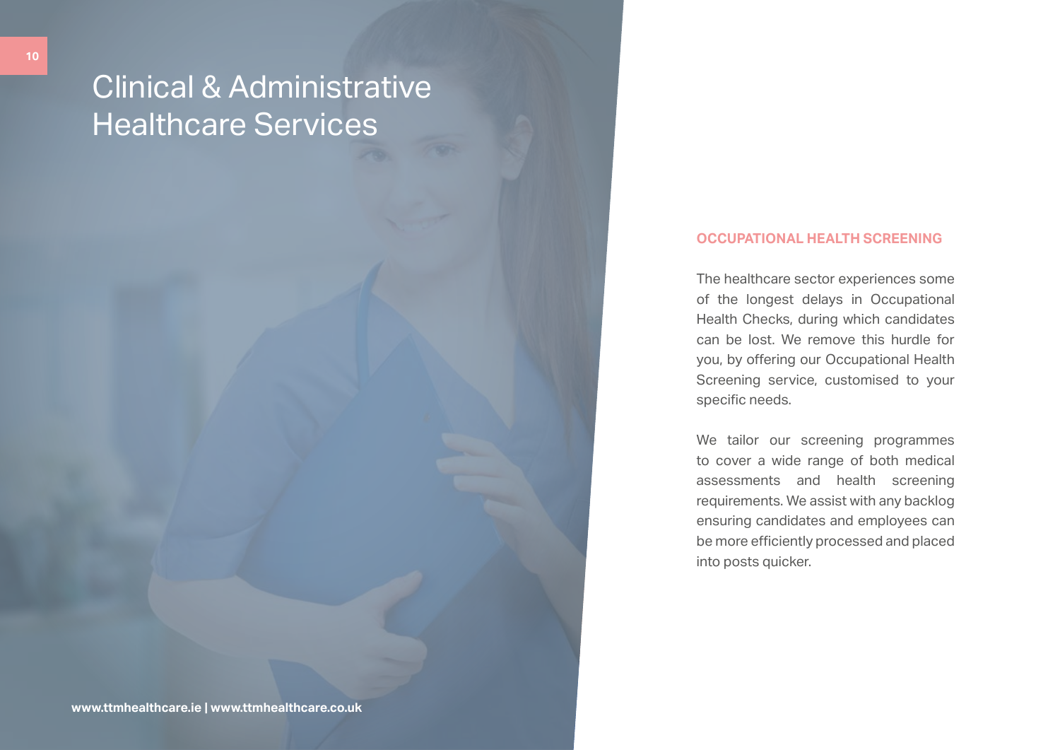# Clinical & Administrative Healthcare Services

## OCCUPATIONAL HEALTH SCREENING

The healthcare sector experiences some of the longest delays in Occupational Health Checks, during which candidates can be lost. We remove this hurdle for you, by offering our Occupational Health Screening service, customised to your specific needs.

We tailor our screening programmes to cover a wide range of both medical assessments and health screening requirements. We assist with any backlog ensuring candidates and employees can be more efficiently processed and placed into posts quicker.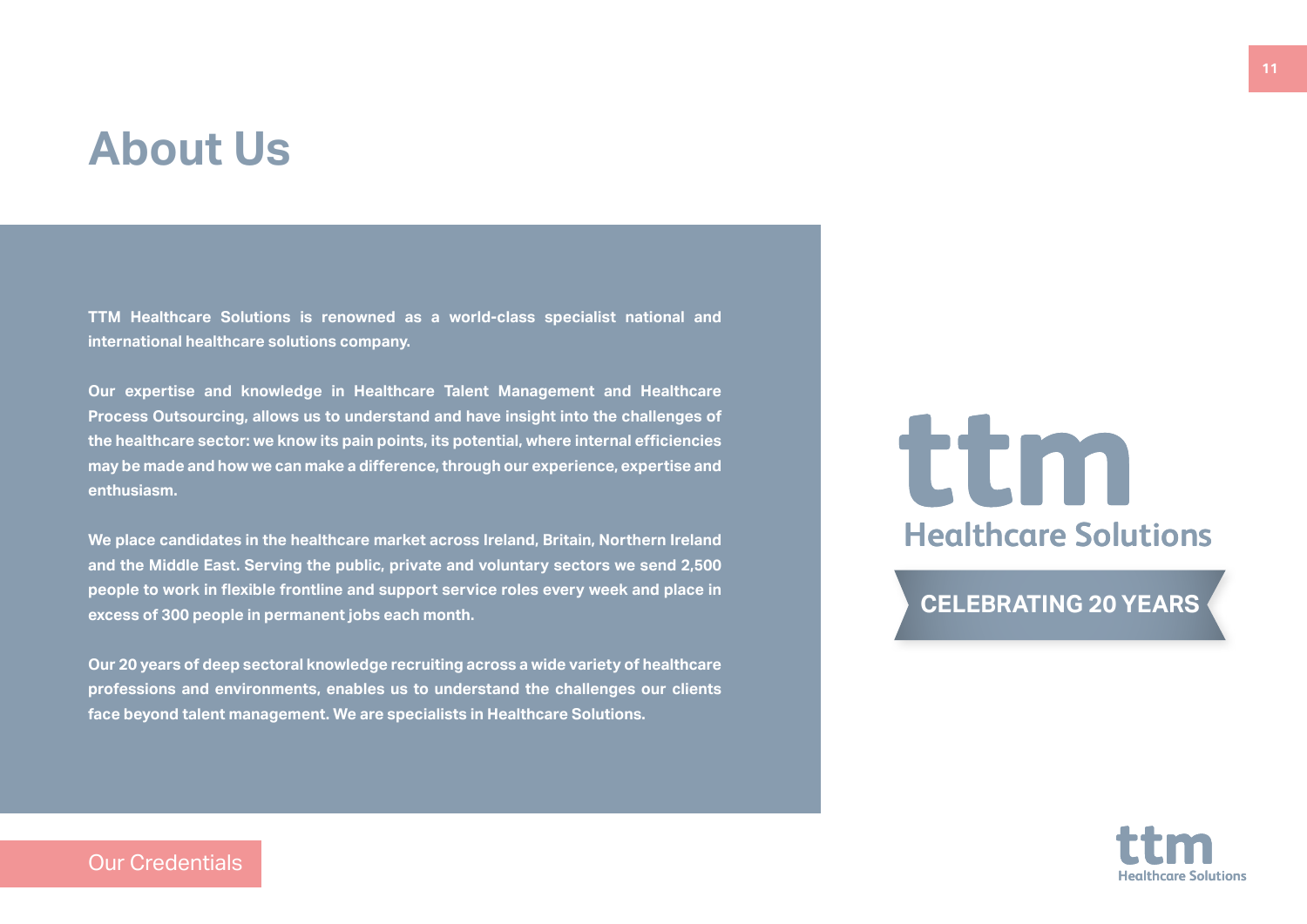# About Us

**TTM Healthcare Solutions is renowned as a world-class specialist national and international healthcare solutions company.**

**Our expertise and knowledge in Healthcare Talent Management and Healthcare Process Outsourcing, allows us to understand and have insight into the challenges of the healthcare sector: we know its pain points, its potential, where internal efficiencies may be made and how we can make a difference, through our experience, expertise and enthusiasm.**

**We place candidates in the healthcare market across Ireland, Britain, Northern Ireland and the Middle East. Serving the public, private and voluntary sectors we send 2,500 people to work in flexible frontline and support service roles every week and place in excess of 300 people in permanent jobs each month.**

**Our 20 years of deep sectoral knowledge recruiting across a wide variety of healthcare professions and environments, enables us to understand the challenges our clients face beyond talent management. We are specialists in Healthcare Solutions.**

ttm Healthcare Solutions

**CELEBRATING 20 YEARS**

Our Credentials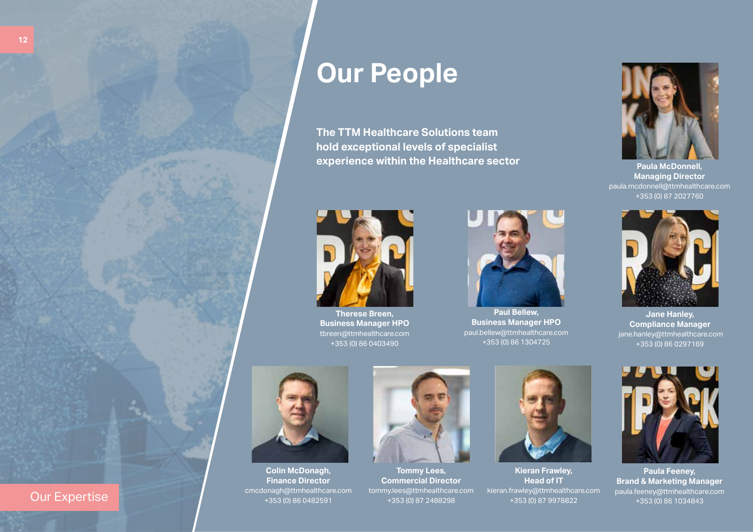# Our People

**The TTM Healthcare Solutions team hold exceptional levels of specialist experience within the Healthcare sector**

**Paula McDonnell,**
**Managing Director**
paula.mcdonnell@ttmhealthcare.com
+353 (0) 87 2027760

**Therese Breen,**
**Business Manager HPO**
tbreen@ttmhealthcare.com
+353 (0) 86 0403490

**Paul Bellew,**
**Business Manager HPO**
paul.bellew@ttmhealthcare.com
+353 (0) 86 1304725

**Jane Hanley,**
**Compliance Manager**
jane.hanley@ttmhealthcare.com
+353 (0) 86 0297169

**Colin McDonagh,**
**Finance Director**
cmcdonagh@ttmhealthcare.com
+353 (0) 86 0482591

**Tommy Lees,**
**Commercial Director**
tommy.lees@ttmhealthcare.com
+353 (0) 87 2488298

**Kieran Frawley,**
**Head of IT**
kieran.frawley@ttmhealthcare.com
+353 (0) 87 9978822

**Paula Feeney,**
**Brand & Marketing Manager**
paula.feeney@ttmhealthcare.com
+353 (0) 86 1034843

Our Expertise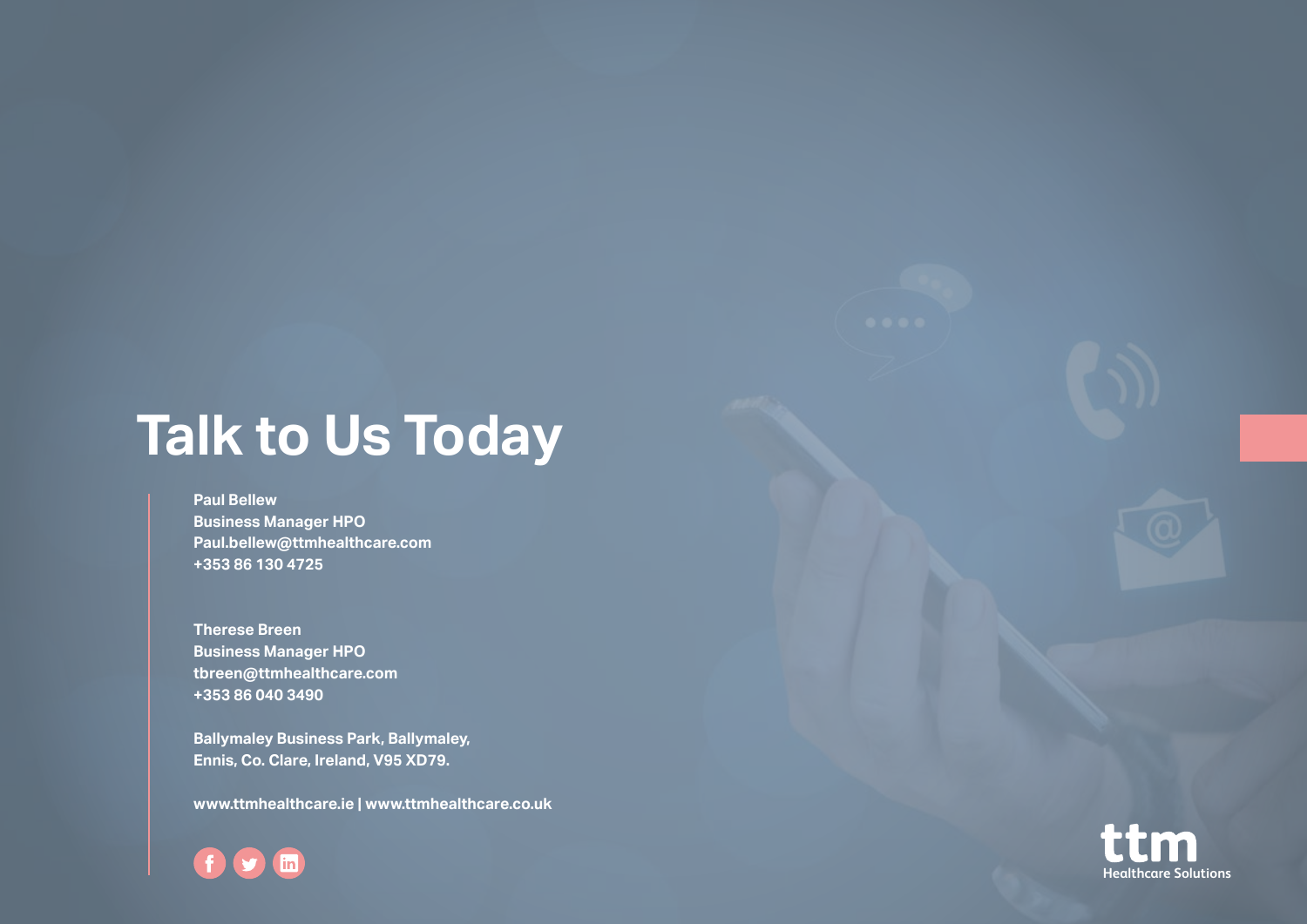# Talk to Us Today

**Paul Bellew**
**Business Manager HPO**
**Paul.bellew@ttmhealthcare.com**
**+353 86 130 4725**

**Therese Breen**
**Business Manager HPO**
**tbreen@ttmhealthcare.com**
**+353 86 040 3490**

**Ballymaley Business Park, Ballymaley,**
**Ennis, Co. Clare, Ireland, V95 XD79.**

**www.ttmhealthcare.ie | www.ttmhealthcare.co.uk**

ttm
Healthcare Solutions